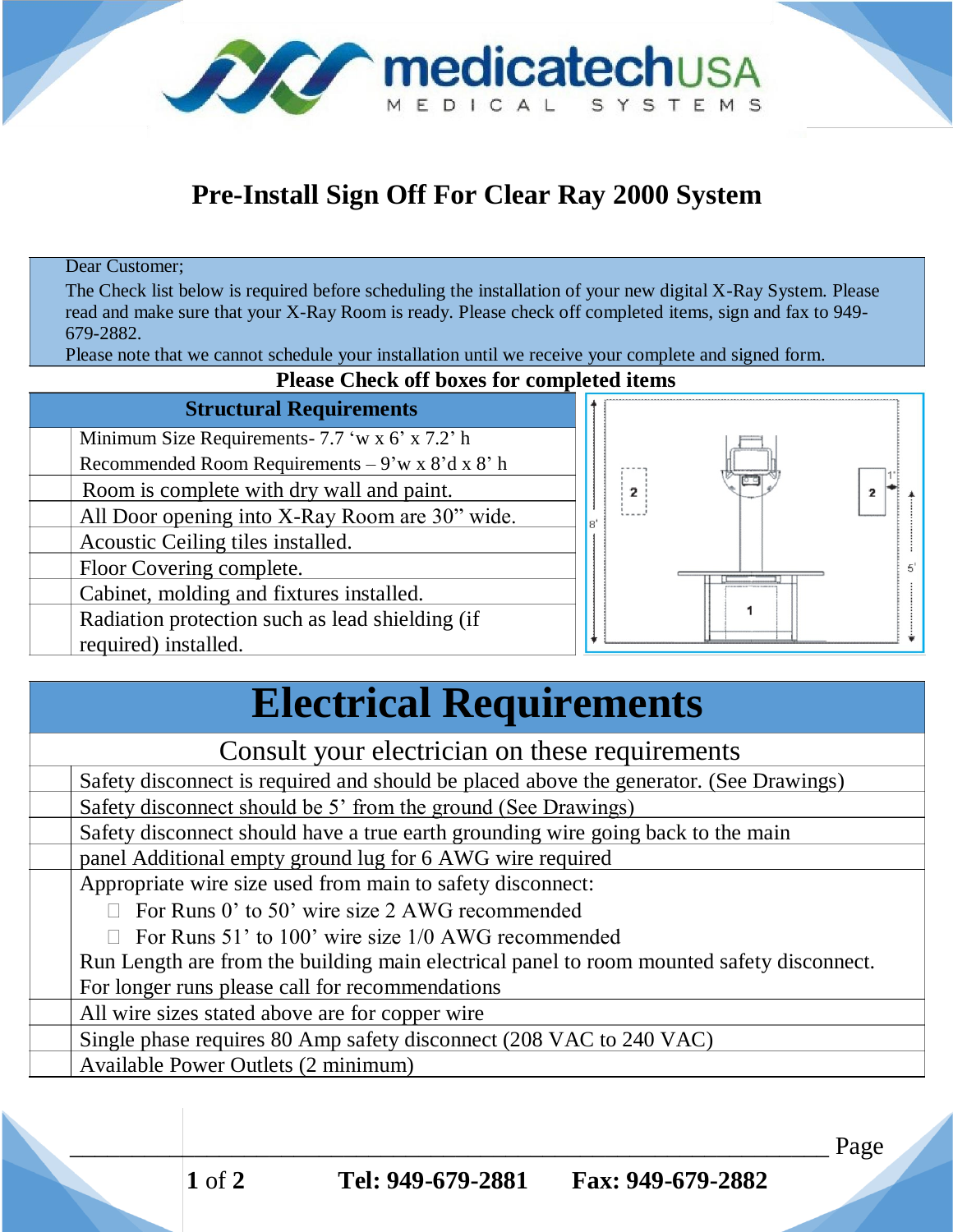# Pre-Install Sign Off For Clear Ray 2000 System

Dear Customer;

The Check list below is required before scheduling the installation of your new digital X-Ray System. Please read and make sure that your X-Ray Room is ready. Please check off completed items, sign and fax to 949-679-2882.

Please note that we cannot schedule your installation until we receive your complete and signed form.

**Please Check off boxes for completed items**

| | Structural Requirements |
|---|---|
| | Minimum Size Requirements- 7.7 'w x 6' x 7.2' h<br>Recommended Room Requirements – 9'w x 8'd x 8' h |
| | Room is complete with dry wall and paint. |
| | All Door opening into X-Ray Room are 30" wide. |
| | Acoustic Ceiling tiles installed. |
| | Floor Covering complete. |
| | Cabinet, molding and fixtures installed. |
| | Radiation protection such as lead shielding (if required) installed. |

2
2
1'
8'
5'
1

# Electrical Requirements

| | Consult your electrician on these requirements |
|---|---|
| | Safety disconnect is required and should be placed above the generator. (See Drawings) |
| | Safety disconnect should be 5' from the ground (See Drawings) |
| | Safety disconnect should have a true earth grounding wire going back to the main |
| | panel Additional empty ground lug for 6 AWG wire required |
| | Appropriate wire size used from main to safety disconnect:<br>☐ For Runs 0' to 50' wire size 2 AWG recommended<br>☐ For Runs 51' to 100' wire size 1/0 AWG recommended<br>Run Length are from the building main electrical panel to room mounted safety disconnect. For longer runs please call for recommendations |
| | All wire sizes stated above are for copper wire |
| | Single phase requires 80 Amp safety disconnect (208 VAC to 240 VAC) |
| | Available Power Outlets (2 minimum) |

Tel: 949-679-2881 Fax: 949-679-2882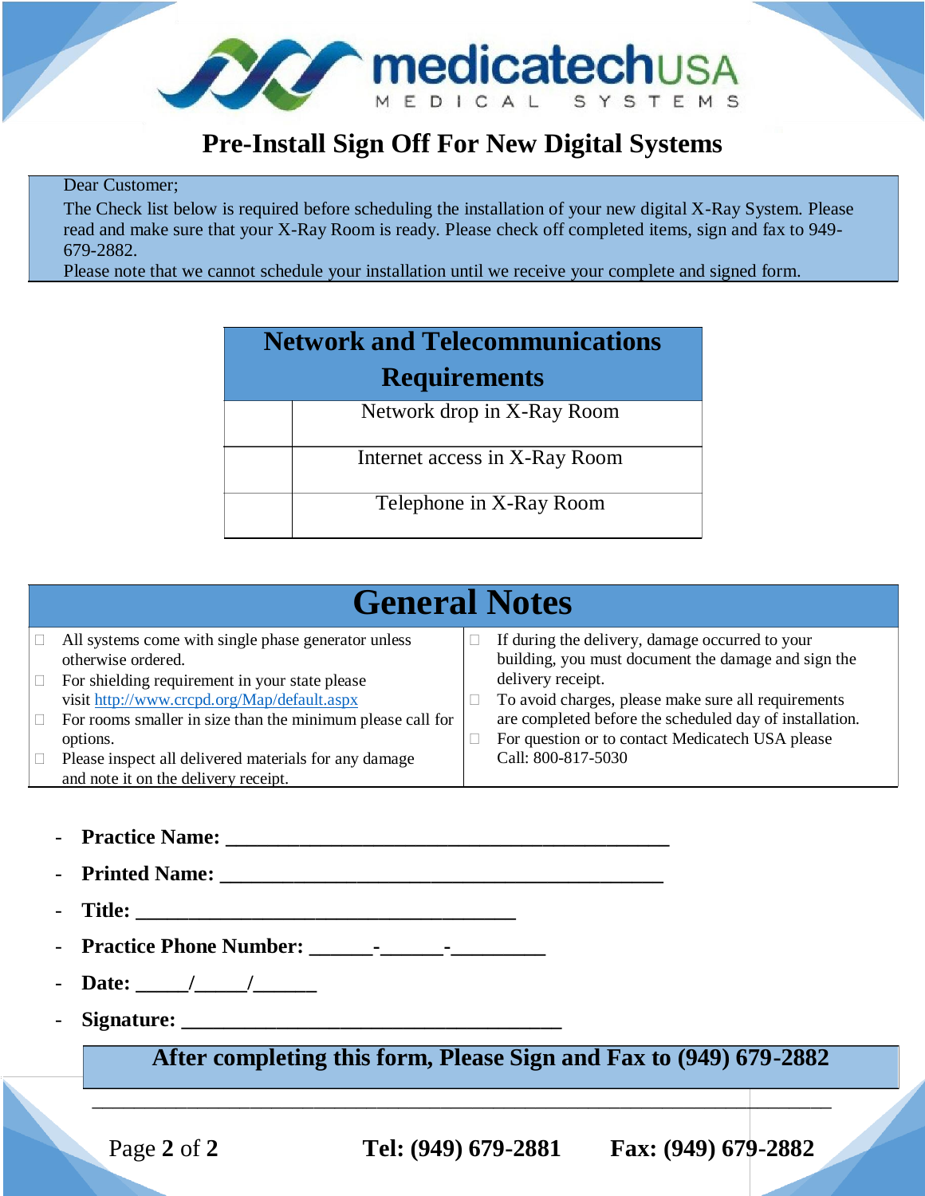# Pre-Install Sign Off For New Digital Systems

Dear Customer;

The Check list below is required before scheduling the installation of your new digital X-Ray System. Please read and make sure that your X-Ray Room is ready. Please check off completed items, sign and fax to 949-679-2882.

Please note that we cannot schedule your installation until we receive your complete and signed form.

| Network and Telecommunications Requirements | |
|---|---|
| | Network drop in X-Ray Room |
| | Internet access in X-Ray Room |
| | Telephone in X-Ray Room |

## General Notes

- ☐ All systems come with single phase generator unless otherwise ordered.
- ☐ For shielding requirement in your state please visit http://www.crcpd.org/Map/default.aspx
- ☐ For rooms smaller in size than the minimum please call for options.
- ☐ Please inspect all delivered materials for any damage and note it on the delivery receipt.
- ☐ If during the delivery, damage occurred to your building, you must document the damage and sign the delivery receipt.
- ☐ To avoid charges, please make sure all requirements are completed before the scheduled day of installation.
- ☐ For question or to contact Medicatech USA please Call: 800-817-5030

- **Practice Name: ___________________________________________**
- **Printed Name: ___________________________________________**
- **Title: _____________________________________**
- **Practice Phone Number: ______-______-_________**
- **Date: _____/_____/______**
- **Signature: _____________________________________**

**After completing this form, Please Sign and Fax to (949) 679-2882**

**Tel: (949) 679-2881** **Fax: (949) 679-2882**